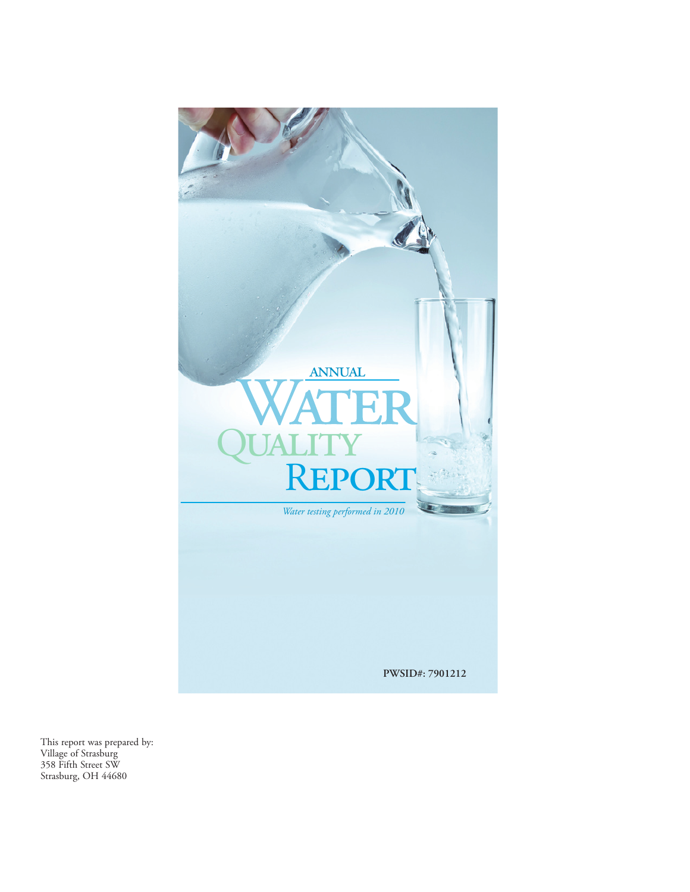# ANNUAL WATER QUALITY REPORT

*Water testing performed in 2010*

**PWSID#: 7901212**

This report was prepared by:
Village of Strasburg
358 Fifth Street SW
Strasburg, OH 44680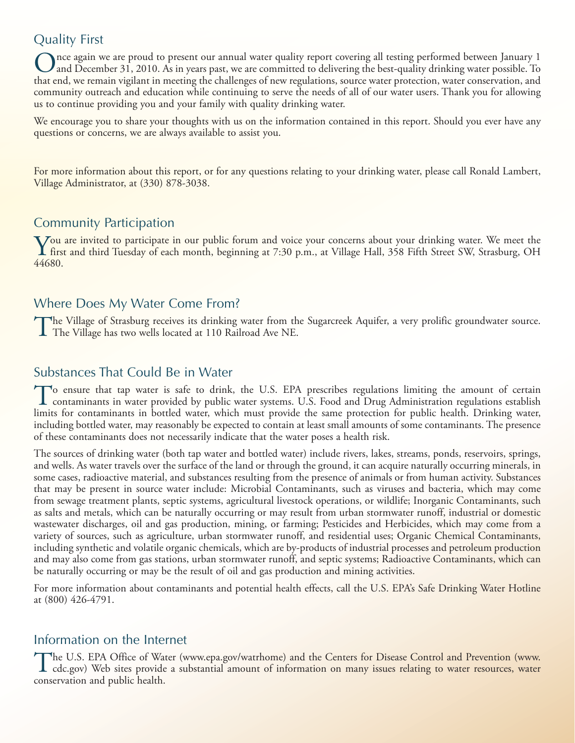## Quality First

Once again we are proud to present our annual water quality report covering all testing performed between January 1 and December 31, 2010. As in years past, we are committed to delivering the best-quality drinking water possible. To that end, we remain vigilant in meeting the challenges of new regulations, source water protection, water conservation, and community outreach and education while continuing to serve the needs of all of our water users. Thank you for allowing us to continue providing you and your family with quality drinking water.

We encourage you to share your thoughts with us on the information contained in this report. Should you ever have any questions or concerns, we are always available to assist you.

For more information about this report, or for any questions relating to your drinking water, please call Ronald Lambert, Village Administrator, at (330) 878-3038.

## Community Participation

You are invited to participate in our public forum and voice your concerns about your drinking water. We meet the first and third Tuesday of each month, beginning at 7:30 p.m., at Village Hall, 358 Fifth Street SW, Strasburg, OH 44680.

## Where Does My Water Come From?

The Village of Strasburg receives its drinking water from the Sugarcreek Aquifer, a very prolific groundwater source. The Village has two wells located at 110 Railroad Ave NE.

## Substances That Could Be in Water

To ensure that tap water is safe to drink, the U.S. EPA prescribes regulations limiting the amount of certain contaminants in water provided by public water systems. U.S. Food and Drug Administration regulations establish limits for contaminants in bottled water, which must provide the same protection for public health. Drinking water, including bottled water, may reasonably be expected to contain at least small amounts of some contaminants. The presence of these contaminants does not necessarily indicate that the water poses a health risk.

The sources of drinking water (both tap water and bottled water) include rivers, lakes, streams, ponds, reservoirs, springs, and wells. As water travels over the surface of the land or through the ground, it can acquire naturally occurring minerals, in some cases, radioactive material, and substances resulting from the presence of animals or from human activity. Substances that may be present in source water include: Microbial Contaminants, such as viruses and bacteria, which may come from sewage treatment plants, septic systems, agricultural livestock operations, or wildlife; Inorganic Contaminants, such as salts and metals, which can be naturally occurring or may result from urban stormwater runoff, industrial or domestic wastewater discharges, oil and gas production, mining, or farming; Pesticides and Herbicides, which may come from a variety of sources, such as agriculture, urban stormwater runoff, and residential uses; Organic Chemical Contaminants, including synthetic and volatile organic chemicals, which are by-products of industrial processes and petroleum production and may also come from gas stations, urban stormwater runoff, and septic systems; Radioactive Contaminants, which can be naturally occurring or may be the result of oil and gas production and mining activities.

For more information about contaminants and potential health effects, call the U.S. EPA's Safe Drinking Water Hotline at (800) 426-4791.

## Information on the Internet

The U.S. EPA Office of Water (www.epa.gov/watrhome) and the Centers for Disease Control and Prevention (www.cdc.gov) Web sites provide a substantial amount of information on many issues relating to water resources, water conservation and public health.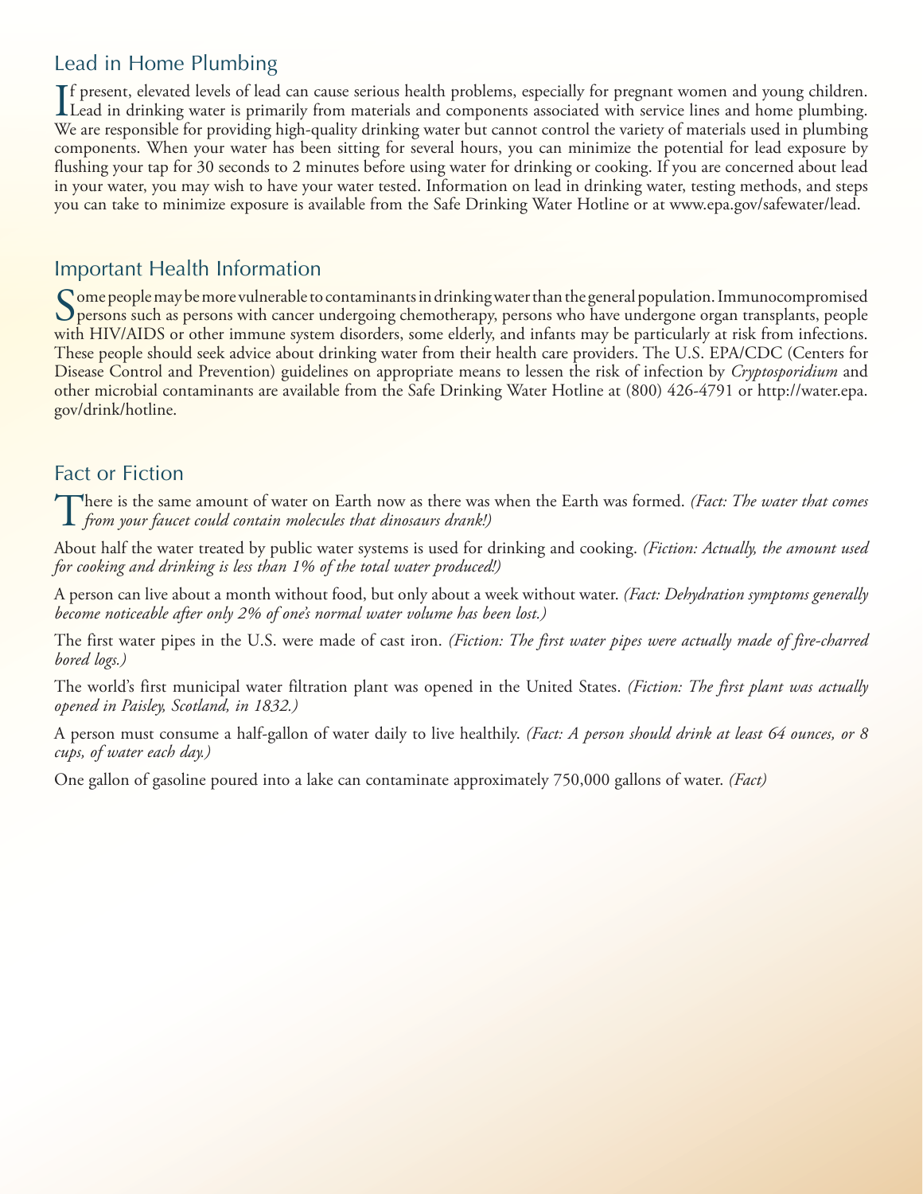## Lead in Home Plumbing

If present, elevated levels of lead can cause serious health problems, especially for pregnant women and young children. Lead in drinking water is primarily from materials and components associated with service lines and home plumbing. We are responsible for providing high-quality drinking water but cannot control the variety of materials used in plumbing components. When your water has been sitting for several hours, you can minimize the potential for lead exposure by flushing your tap for 30 seconds to 2 minutes before using water for drinking or cooking. If you are concerned about lead in your water, you may wish to have your water tested. Information on lead in drinking water, testing methods, and steps you can take to minimize exposure is available from the Safe Drinking Water Hotline or at www.epa.gov/safewater/lead.

## Important Health Information

Some people may be more vulnerable to contaminants in drinking water than the general population. Immunocompromised persons such as persons with cancer undergoing chemotherapy, persons who have undergone organ transplants, people with HIV/AIDS or other immune system disorders, some elderly, and infants may be particularly at risk from infections. These people should seek advice about drinking water from their health care providers. The U.S. EPA/CDC (Centers for Disease Control and Prevention) guidelines on appropriate means to lessen the risk of infection by *Cryptosporidium* and other microbial contaminants are available from the Safe Drinking Water Hotline at (800) 426-4791 or http://water.epa.gov/drink/hotline.

## Fact or Fiction

There is the same amount of water on Earth now as there was when the Earth was formed. *(Fact: The water that comes from your faucet could contain molecules that dinosaurs drank!)*

About half the water treated by public water systems is used for drinking and cooking. *(Fiction: Actually, the amount used for cooking and drinking is less than 1% of the total water produced!)*

A person can live about a month without food, but only about a week without water. *(Fact: Dehydration symptoms generally become noticeable after only 2% of one's normal water volume has been lost.)*

The first water pipes in the U.S. were made of cast iron. *(Fiction: The first water pipes were actually made of fire-charred bored logs.)*

The world's first municipal water filtration plant was opened in the United States. *(Fiction: The first plant was actually opened in Paisley, Scotland, in 1832.)*

A person must consume a half-gallon of water daily to live healthily. *(Fact: A person should drink at least 64 ounces, or 8 cups, of water each day.)*

One gallon of gasoline poured into a lake can contaminate approximately 750,000 gallons of water. *(Fact)*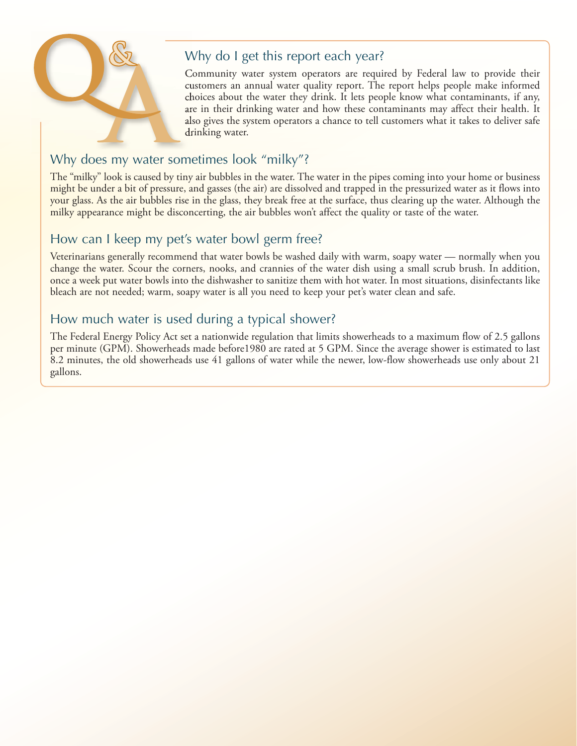# Q&A

## Why do I get this report each year?

Community water system operators are required by Federal law to provide their customers an annual water quality report. The report helps people make informed choices about the water they drink. It lets people know what contaminants, if any, are in their drinking water and how these contaminants may affect their health. It also gives the system operators a chance to tell customers what it takes to deliver safe drinking water.

## Why does my water sometimes look "milky"?

The "milky" look is caused by tiny air bubbles in the water. The water in the pipes coming into your home or business might be under a bit of pressure, and gasses (the air) are dissolved and trapped in the pressurized water as it flows into your glass. As the air bubbles rise in the glass, they break free at the surface, thus clearing up the water. Although the milky appearance might be disconcerting, the air bubbles won't affect the quality or taste of the water.

## How can I keep my pet's water bowl germ free?

Veterinarians generally recommend that water bowls be washed daily with warm, soapy water — normally when you change the water. Scour the corners, nooks, and crannies of the water dish using a small scrub brush. In addition, once a week put water bowls into the dishwasher to sanitize them with hot water. In most situations, disinfectants like bleach are not needed; warm, soapy water is all you need to keep your pet's water clean and safe.

## How much water is used during a typical shower?

The Federal Energy Policy Act set a nationwide regulation that limits showerheads to a maximum flow of 2.5 gallons per minute (GPM). Showerheads made before1980 are rated at 5 GPM. Since the average shower is estimated to last 8.2 minutes, the old showerheads use 41 gallons of water while the newer, low-flow showerheads use only about 21 gallons.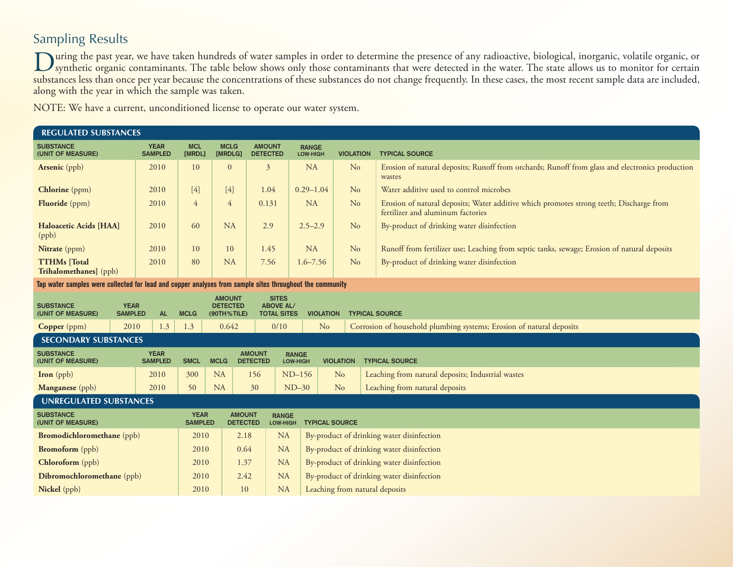## Sampling Results

During the past year, we have taken hundreds of water samples in order to determine the presence of any radioactive, biological, inorganic, volatile organic, or synthetic organic contaminants. The table below shows only those contaminants that were detected in the water. The state allows us to monitor for certain substances less than once per year because the concentrations of these substances do not change frequently. In these cases, the most recent sample data are included, along with the year in which the sample was taken.

NOTE: We have a current, unconditioned license to operate our water system.

### REGULATED SUBSTANCES

| SUBSTANCE (UNIT OF MEASURE) | YEAR SAMPLED | MCL [MRDL] | MCLG [MRDLG] | AMOUNT DETECTED | RANGE LOW-HIGH | VIOLATION | TYPICAL SOURCE |
|---|---|---|---|---|---|---|---|
| **Arsenic** (ppb) | 2010 | 10 | 0 | 3 | NA | No | Erosion of natural deposits; Runoff from orchards; Runoff from glass and electronics production wastes |
| **Chlorine** (ppm) | 2010 | [4] | [4] | 1.04 | 0.29–1.04 | No | Water additive used to control microbes |
| **Fluoride** (ppm) | 2010 | 4 | 4 | 0.131 | NA | No | Erosion of natural deposits; Water additive which promotes strong teeth; Discharge from fertilizer and aluminum factories |
| **Haloacetic Acids [HAA]** (ppb) | 2010 | 60 | NA | 2.9 | 2.5–2.9 | No | By-product of drinking water disinfection |
| **Nitrate** (ppm) | 2010 | 10 | 10 | 1.45 | NA | No | Runoff from fertilizer use; Leaching from septic tanks, sewage; Erosion of natural deposits |
| **TTHMs [Total Trihalomethanes]** (ppb) | 2010 | 80 | NA | 7.56 | 1.6–7.56 | No | By-product of drinking water disinfection |

**Tap water samples were collected for lead and copper analyses from sample sites throughout the community**

| SUBSTANCE (UNIT OF MEASURE) | YEAR SAMPLED | AL | MCLG | AMOUNT DETECTED (90TH%TILE) | SITES ABOVE AL/ TOTAL SITES | VIOLATION | TYPICAL SOURCE |
|---|---|---|---|---|---|---|---|
| **Copper** (ppm) | 2010 | 1.3 | 1.3 | 0.642 | 0/10 | No | Corrosion of household plumbing systems; Erosion of natural deposits |

### SECONDARY SUBSTANCES

| SUBSTANCE (UNIT OF MEASURE) | YEAR SAMPLED | SMCL | MCLG | AMOUNT DETECTED | RANGE LOW-HIGH | VIOLATION | TYPICAL SOURCE |
|---|---|---|---|---|---|---|---|
| **Iron** (ppb) | 2010 | 300 | NA | 156 | ND–156 | No | Leaching from natural deposits; Industrial wastes |
| **Manganese** (ppb) | 2010 | 50 | NA | 30 | ND–30 | No | Leaching from natural deposits |

### UNREGULATED SUBSTANCES

| SUBSTANCE (UNIT OF MEASURE) | YEAR SAMPLED | AMOUNT DETECTED | RANGE LOW-HIGH | TYPICAL SOURCE |
|---|---|---|---|---|
| **Bromodichloromethane** (ppb) | 2010 | 2.18 | NA | By-product of drinking water disinfection |
| **Bromoform** (ppb) | 2010 | 0.64 | NA | By-product of drinking water disinfection |
| **Chloroform** (ppb) | 2010 | 1.37 | NA | By-product of drinking water disinfection |
| **Dibromochloromethane** (ppb) | 2010 | 2.42 | NA | By-product of drinking water disinfection |
| **Nickel** (ppb) | 2010 | 10 | NA | Leaching from natural deposits |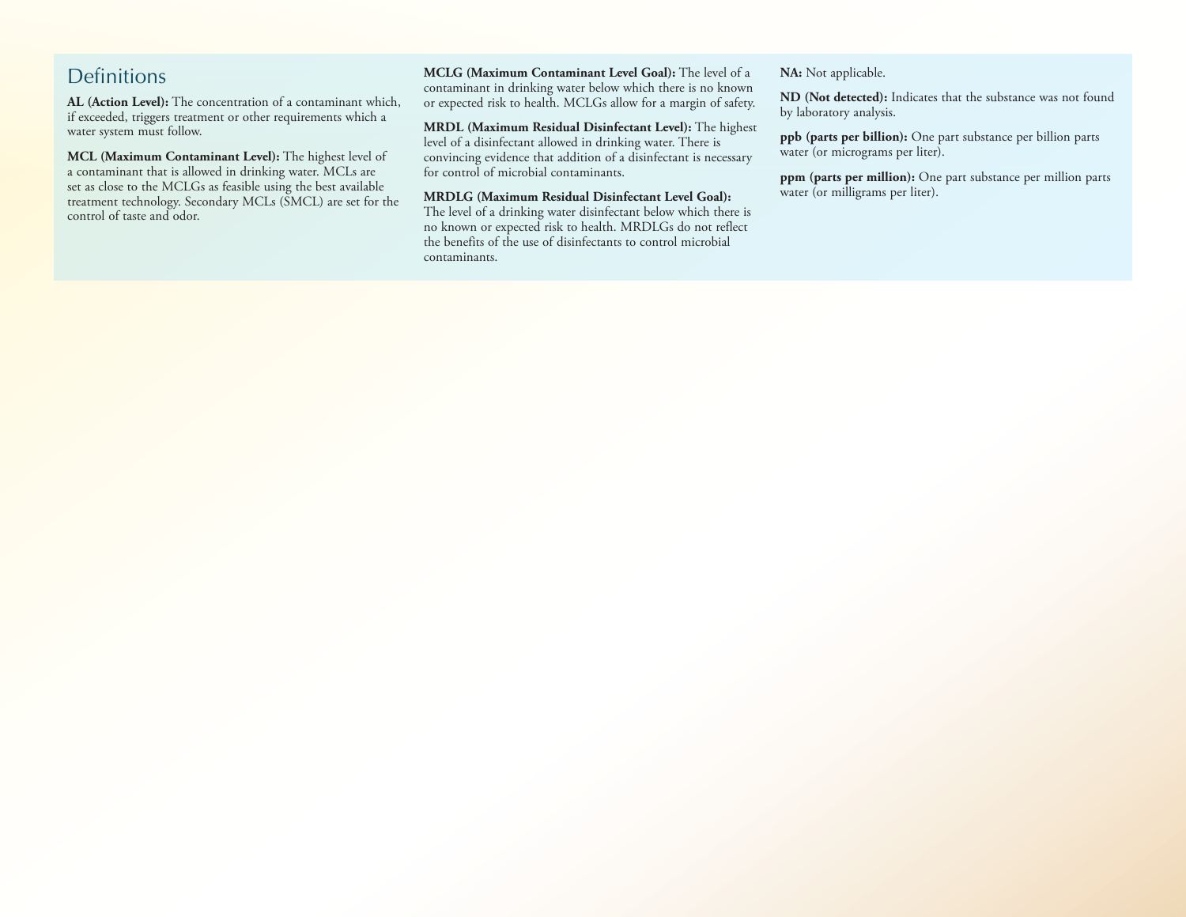## Definitions

**AL (Action Level):** The concentration of a contaminant which, if exceeded, triggers treatment or other requirements which a water system must follow.

**MCL (Maximum Contaminant Level):** The highest level of a contaminant that is allowed in drinking water. MCLs are set as close to the MCLGs as feasible using the best available treatment technology. Secondary MCLs (SMCL) are set for the control of taste and odor.

**MCLG (Maximum Contaminant Level Goal):** The level of a contaminant in drinking water below which there is no known or expected risk to health. MCLGs allow for a margin of safety.

**MRDL (Maximum Residual Disinfectant Level):** The highest level of a disinfectant allowed in drinking water. There is convincing evidence that addition of a disinfectant is necessary for control of microbial contaminants.

**MRDLG (Maximum Residual Disinfectant Level Goal):** The level of a drinking water disinfectant below which there is no known or expected risk to health. MRDLGs do not reflect the benefits of the use of disinfectants to control microbial contaminants.

**NA:** Not applicable.

**ND (Not detected):** Indicates that the substance was not found by laboratory analysis.

**ppb (parts per billion):** One part substance per billion parts water (or micrograms per liter).

**ppm (parts per million):** One part substance per million parts water (or milligrams per liter).